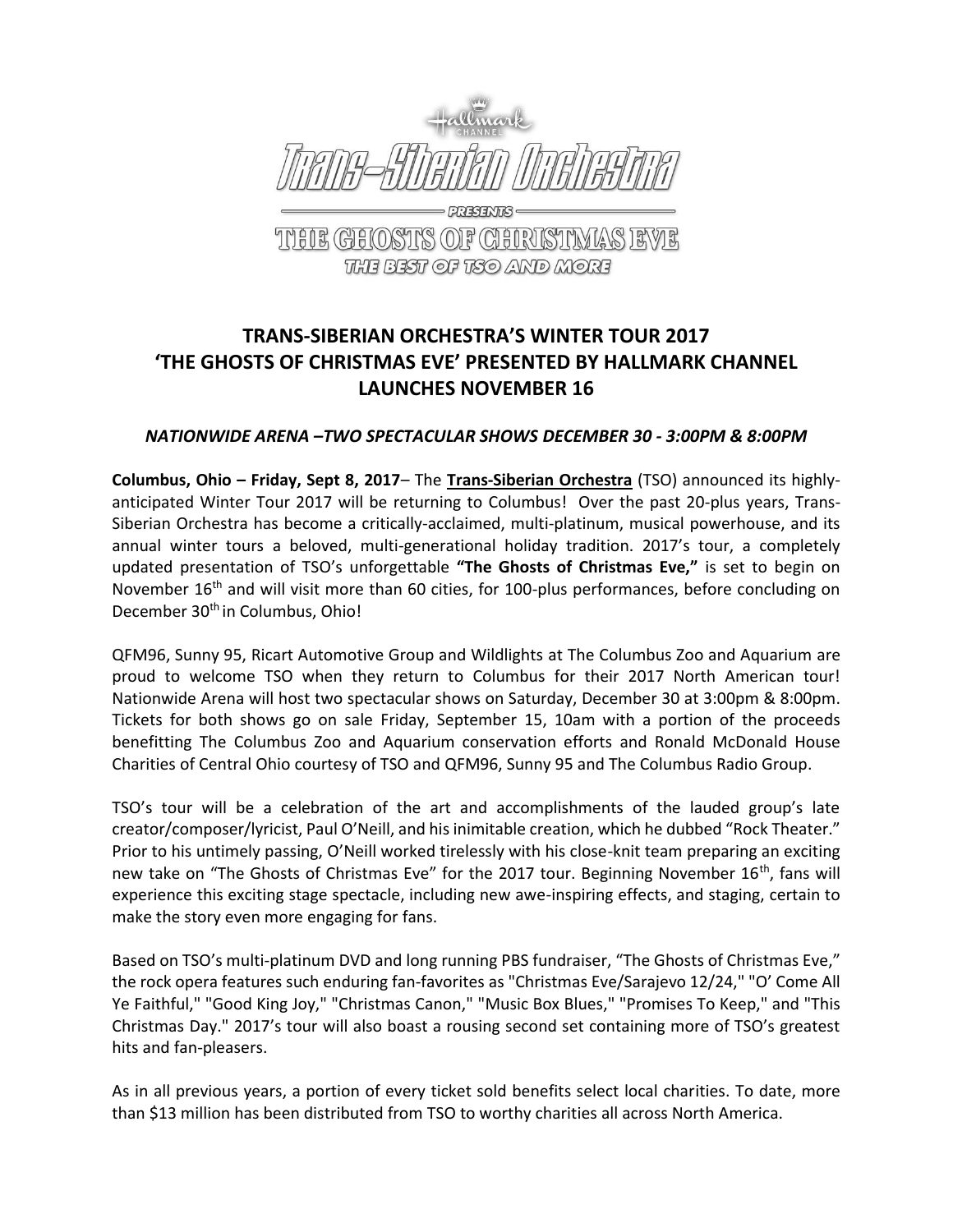Hallmark Channel

Trans-Siberian Orchestra

PRESENTS

THE GHOSTS OF CHRISTMAS EVE

THE BEST OF TSO AND MORE

# TRANS-SIBERIAN ORCHESTRA'S WINTER TOUR 2017 'THE GHOSTS OF CHRISTMAS EVE' PRESENTED BY HALLMARK CHANNEL LAUNCHES NOVEMBER 16

***NATIONWIDE ARENA –TWO SPECTACULAR SHOWS DECEMBER 30 - 3:00PM & 8:00PM***

**Columbus, Ohio – Friday, Sept 8, 2017**– The **Trans-Siberian Orchestra** (TSO) announced its highly-anticipated Winter Tour 2017 will be returning to Columbus! Over the past 20-plus years, Trans-Siberian Orchestra has become a critically-acclaimed, multi-platinum, musical powerhouse, and its annual winter tours a beloved, multi-generational holiday tradition. 2017's tour, a completely updated presentation of TSO's unforgettable **"The Ghosts of Christmas Eve,"** is set to begin on November 16th and will visit more than 60 cities, for 100-plus performances, before concluding on December 30th in Columbus, Ohio!

QFM96, Sunny 95, Ricart Automotive Group and Wildlights at The Columbus Zoo and Aquarium are proud to welcome TSO when they return to Columbus for their 2017 North American tour! Nationwide Arena will host two spectacular shows on Saturday, December 30 at 3:00pm & 8:00pm. Tickets for both shows go on sale Friday, September 15, 10am with a portion of the proceeds benefitting The Columbus Zoo and Aquarium conservation efforts and Ronald McDonald House Charities of Central Ohio courtesy of TSO and QFM96, Sunny 95 and The Columbus Radio Group.

TSO's tour will be a celebration of the art and accomplishments of the lauded group's late creator/composer/lyricist, Paul O'Neill, and his inimitable creation, which he dubbed "Rock Theater." Prior to his untimely passing, O'Neill worked tirelessly with his close-knit team preparing an exciting new take on "The Ghosts of Christmas Eve" for the 2017 tour. Beginning November 16th, fans will experience this exciting stage spectacle, including new awe-inspiring effects, and staging, certain to make the story even more engaging for fans.

Based on TSO's multi-platinum DVD and long running PBS fundraiser, "The Ghosts of Christmas Eve," the rock opera features such enduring fan-favorites as "Christmas Eve/Sarajevo 12/24," "O' Come All Ye Faithful," "Good King Joy," "Christmas Canon," "Music Box Blues," "Promises To Keep," and "This Christmas Day." 2017's tour will also boast a rousing second set containing more of TSO's greatest hits and fan-pleasers.

As in all previous years, a portion of every ticket sold benefits select local charities. To date, more than $13 million has been distributed from TSO to worthy charities all across North America.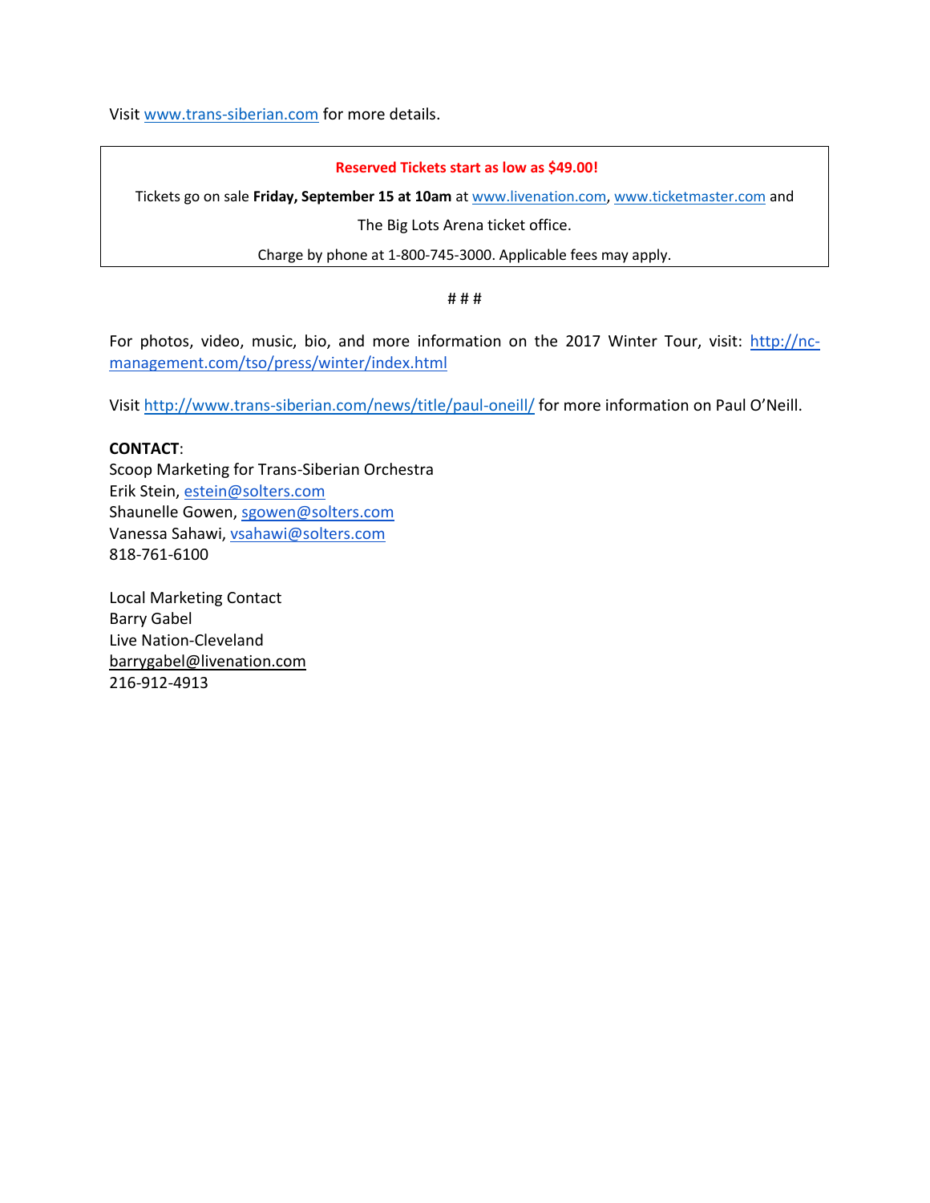Visit www.trans-siberian.com for more details.

**Reserved Tickets start as low as $49.00!**

Tickets go on sale **Friday, September 15 at 10am** at www.livenation.com, www.ticketmaster.com and The Big Lots Arena ticket office.

Charge by phone at 1-800-745-3000. Applicable fees may apply.

# # #

For photos, video, music, bio, and more information on the 2017 Winter Tour, visit: http://nc-management.com/tso/press/winter/index.html

Visit http://www.trans-siberian.com/news/title/paul-oneill/ for more information on Paul O'Neill.

**CONTACT**:
Scoop Marketing for Trans-Siberian Orchestra
Erik Stein, estein@solters.com
Shaunelle Gowen, sgowen@solters.com
Vanessa Sahawi, vsahawi@solters.com
818-761-6100

Local Marketing Contact
Barry Gabel
Live Nation-Cleveland
barrygabel@livenation.com
216-912-4913